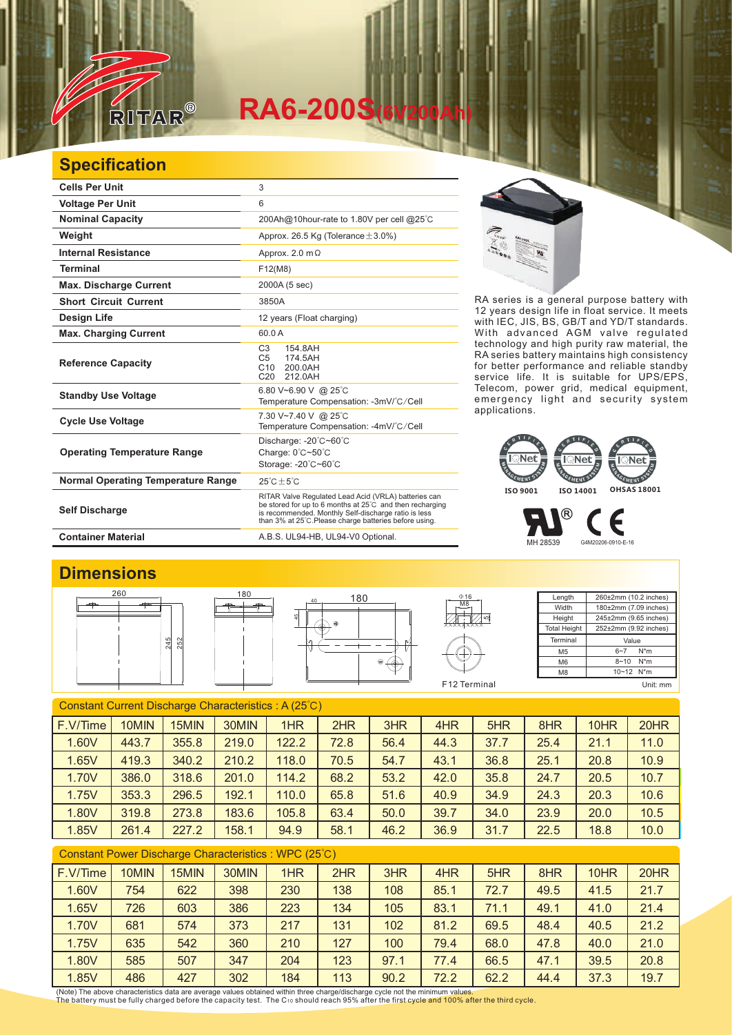# RITAR®

# RA6-200S(6V200Ah)

## Specification

| Specification | |
|---|---|
| Cells Per Unit | 3 |
| Voltage Per Unit | 6 |
| Nominal Capacity | 200Ah@10hour-rate to 1.80V per cell @25℃ |
| Weight | Approx. 26.5 Kg (Tolerance±3.0%) |
| Internal Resistance | Approx. 2.0 mΩ |
| Terminal | F12(M8) |
| Max. Discharge Current | 2000A (5 sec) |
| Short Circuit Current | 3850A |
| Design Life | 12 years (Float charging) |
| Max. Charging Current | 60.0 A |
| Reference Capacity | C3 154.8AH<br>C5 174.5AH<br>C10 200.0AH<br>C20 212.0AH |
| Standby Use Voltage | 6.80 V~6.90 V @ 25℃<br>Temperature Compensation: -3mV/℃/Cell |
| Cycle Use Voltage | 7.30 V~7.40 V @ 25℃<br>Temperature Compensation: -4mV/℃/Cell |
| Operating Temperature Range | Discharge: -20℃~60℃<br>Charge: 0℃~50℃<br>Storage: -20℃~60℃ |
| Normal Operating Temperature Range | 25℃±5℃ |
| Self Discharge | RITAR Valve Regulated Lead Acid (VRLA) batteries can be stored for up to 6 months at 25℃ and then recharging is recommended. Monthly Self-discharge ratio is less than 3% at 25℃.Please charge batteries before using. |
| Container Material | A.B.S. UL94-HB, UL94-V0 Optional. |

RA series is a general purpose battery with 12 years design life in float service. It meets with IEC, JIS, BS, GB/T and YD/T standards. With advanced AGM valve regulated technology and high purity raw material, the RA series battery maintains high consistency for better performance and reliable standby service life. It is suitable for UPS/EPS, Telecom, power grid, medical equipment, emergency light and security system applications.

ISO 9001 ISO 14001 OHSAS 18001

MH 28539 G4M20206-0910-E-16

## Dimensions

| Length | 260±2mm (10.2 inches) |
|---|---|
| Width | 180±2mm (7.09 inches) |
| Height | 245±2mm (9.65 inches) |
| Total Height | 252±2mm (9.92 inches) |

| Terminal | Value |
|---|---|
| M5 | 6~7 N*m |
| M6 | 8~10 N*m |
| M8 | 10~12 N*m |

F12 Terminal

Unit: mm

### Constant Current Discharge Characteristics : A (25℃)

| F.V/Time | 10MIN | 15MIN | 30MIN | 1HR | 2HR | 3HR | 4HR | 5HR | 8HR | 10HR | 20HR |
|---|---|---|---|---|---|---|---|---|---|---|---|
| 1.60V | 443.7 | 355.8 | 219.0 | 122.2 | 72.8 | 56.4 | 44.3 | 37.7 | 25.4 | 21.1 | 11.0 |
| 1.65V | 419.3 | 340.2 | 210.2 | 118.0 | 70.5 | 54.7 | 43.1 | 36.8 | 25.1 | 20.8 | 10.9 |
| 1.70V | 386.0 | 318.6 | 201.0 | 114.2 | 68.2 | 53.2 | 42.0 | 35.8 | 24.7 | 20.5 | 10.7 |
| 1.75V | 353.3 | 296.5 | 192.1 | 110.0 | 65.8 | 51.6 | 40.9 | 34.9 | 24.3 | 20.3 | 10.6 |
| 1.80V | 319.8 | 273.8 | 183.6 | 105.8 | 63.4 | 50.0 | 39.7 | 34.0 | 23.9 | 20.0 | 10.5 |
| 1.85V | 261.4 | 227.2 | 158.1 | 94.9 | 58.1 | 46.2 | 36.9 | 31.7 | 22.5 | 18.8 | 10.0 |

### Constant Power Discharge Characteristics : WPC (25℃)

| F.V/Time | 10MIN | 15MIN | 30MIN | 1HR | 2HR | 3HR | 4HR | 5HR | 8HR | 10HR | 20HR |
|---|---|---|---|---|---|---|---|---|---|---|---|
| 1.60V | 754 | 622 | 398 | 230 | 138 | 108 | 85.1 | 72.7 | 49.5 | 41.5 | 21.7 |
| 1.65V | 726 | 603 | 386 | 223 | 134 | 105 | 83.1 | 71.1 | 49.1 | 41.0 | 21.4 |
| 1.70V | 681 | 574 | 373 | 217 | 131 | 102 | 81.2 | 69.5 | 48.4 | 40.5 | 21.2 |
| 1.75V | 635 | 542 | 360 | 210 | 127 | 100 | 79.4 | 68.0 | 47.8 | 40.0 | 21.0 |
| 1.80V | 585 | 507 | 347 | 204 | 123 | 97.1 | 77.4 | 66.5 | 47.1 | 39.5 | 20.8 |
| 1.85V | 486 | 427 | 302 | 184 | 113 | 90.2 | 72.2 | 62.2 | 44.4 | 37.3 | 19.7 |

(Note) The above characteristics data are average values obtained within three charge/discharge cycle not the minimum values.
The battery must be fully charged before the capacity test. The $C_{10}$ should reach 95% after the first cycle and 100% after the third cycle.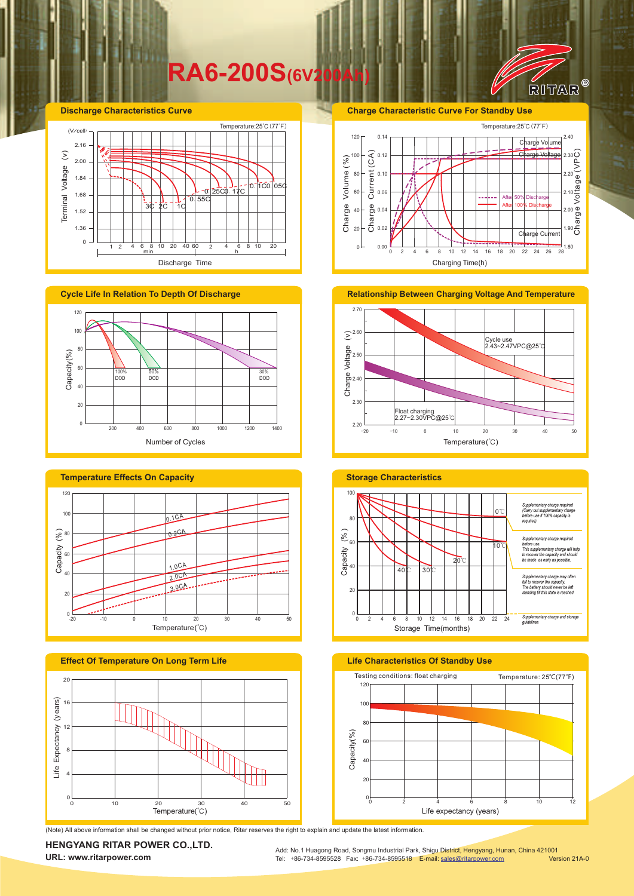# RA6-200S(6V200Ah)

RITAR®

## Discharge Characteristics Curve

Temperature:25°C (77°F)

(V/cell)

Terminal Voltage (v)

2.16
2.00
1.84
1.68
1.52
1.36
0

3C 2C 1C 0.55C 0.25C 0.17C 0.1C 0.05C

1 2 4 6 8 10 20 40 60 2 4 6 8 10 20

min h

Discharge Time

## Charge Characteristic Curve For Standby Use

Temperature:25°C (77°F)

Charge Volume (%) 120 100 80 60 40 20 0

Charge Current (CA) 0.14 0.12 0.10 0.06 0.04 0.02 0.00

Charge Voltage (VPC) 2.40 2.30 2.20 2.10 2.00 1.90 1.80

Charge Volume

Charge Voltage

After 50% Discharge

After 100% Discharge

Charge Current

0 2 4 6 8 10 12 14 16 18 20 22 24 26 28

Charging Time(h)

## Cycle Life In Relation To Depth Of Discharge

Capacity(%)

120 100 80 60 40 20 0

100% DOD

50% DOD

30% DOD

200 400 600 800 1000 1200 1400

Number of Cycles

## Relationship Between Charging Voltage And Temperature

Charge Voltage (v)

2.70 2.60 2.50 2.40 2.30 2.20

Cycle use
2.43~2.47VPC@25°C

Float charging
2.27~2.30VPC@25°C

−20 −10 0 10 20 30 40 50

Temperature(°C)

## Temperature Effects On Capacity

Capacity (%)

120 100 80 60 40 20 0

0.1CA
0.2CA
1.0CA
2.0CA
3.0CA

-20 -10 0 10 20 30 40 50

Temperature(°C)

## Storage Characteristics

Capacity (%)

100 80 60 40 20 0

0°C
10°C
20°C
30°C
40°C

0 2 4 6 8 10 12 14 16 18 20 22 24

Storage Time(months)

*Supplementary charge required (Carry out supplementary charge before use if 100% capacity is requires)*

*Supplementary charge required before use. This supplementary charge will help to recover the capacity and should be made as early as possible.*

*Supplementary charge may often fail to recover the capacity. The battery should never be left standing till this state is reached*

*Supplementary charge and storage guidelines*

## Effect Of Temperature On Long Term Life

Life Expectancy (years)

20 16 12 8 4 0

0 10 20 30 40 50

Temperature(°C)

## Life Characteristics Of Standby Use

Testing conditions: float charging

Temperature: 25°C(77°F)

Capacity(%)

120 100 80 60 40 20 0

0 2 4 6 8 10 12

Life expectancy (years)

(Note) All above information shall be changed without prior notice, Ritar reserves the right to explain and update the latest information.

**HENGYANG RITAR POWER CO.,LTD.**

**URL: www.ritarpower.com**

Add: No.1 Huagong Road, Songmu Industrial Park, Shigu District, Hengyang, Hunan, China 421001

Tel: +86-734-8595528 Fax: +86-734-8595518 E-mail: sales@ritarpower.com

Version 21A-0